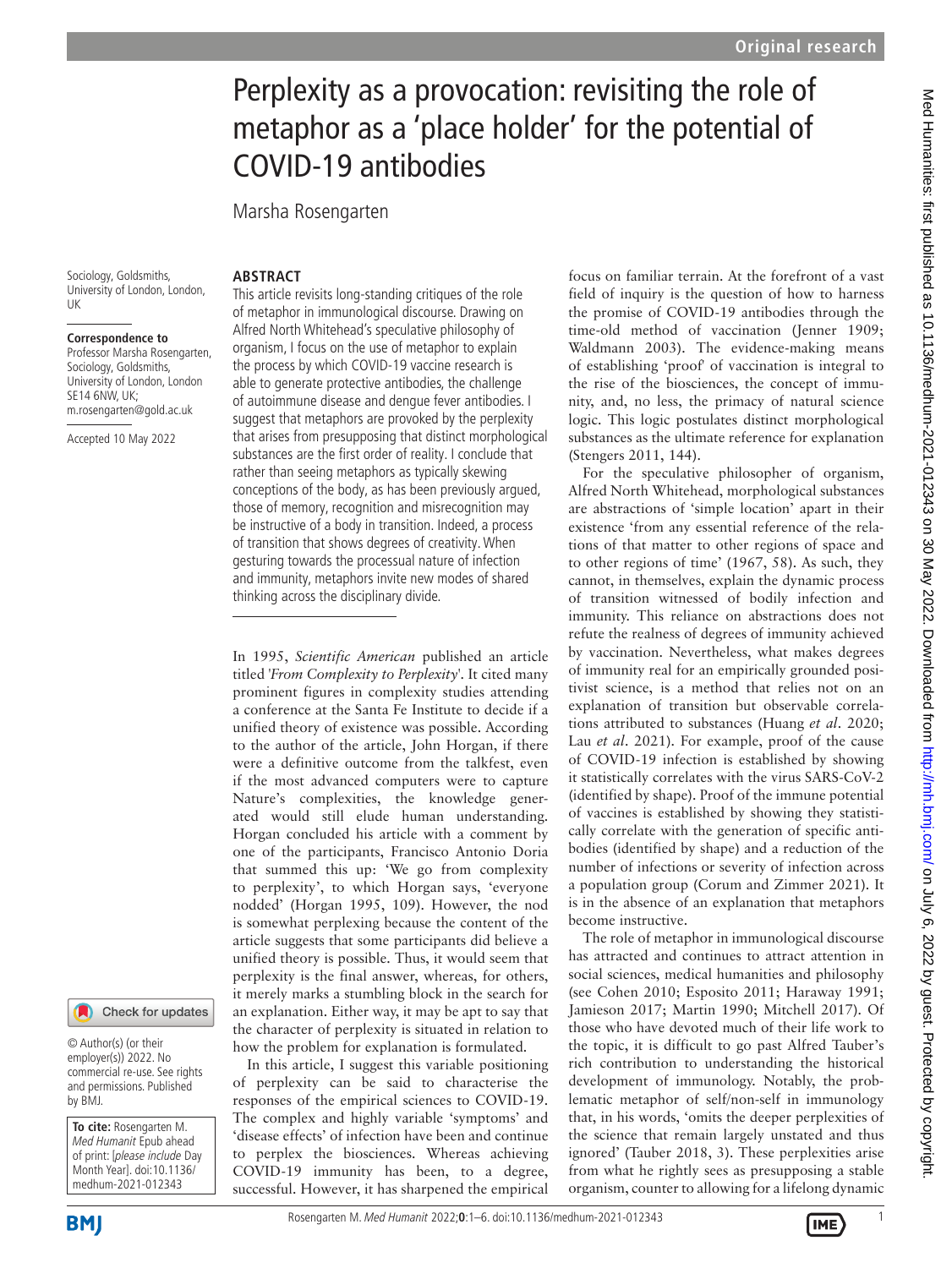Original research

# Perplexity as a provocation: revisiting the role of metaphor as a 'place holder' for the potential of COVID-19 antibodies

Marsha Rosengarten

Sociology, Goldsmiths, University of London, London, UK

**Correspondence to**
Professor Marsha Rosengarten, Sociology, Goldsmiths, University of London, London SE14 6NW, UK; m.rosengarten@gold.ac.uk

Accepted 10 May 2022

© Author(s) (or their employer(s)) 2022. No commercial re-use. See rights and permissions. Published by BMJ.

**To cite:** Rosengarten M. *Med Humanit* Epub ahead of print: [*please include* Day Month Year]. doi:10.1136/medhum-2021-012343

## ABSTRACT

This article revisits long-standing critiques of the role of metaphor in immunological discourse. Drawing on Alfred North Whitehead's speculative philosophy of organism, I focus on the use of metaphor to explain the process by which COVID-19 vaccine research is able to generate protective antibodies, the challenge of autoimmune disease and dengue fever antibodies. I suggest that metaphors are provoked by the perplexity that arises from presupposing that distinct morphological substances are the first order of reality. I conclude that rather than seeing metaphors as typically skewing conceptions of the body, as has been previously argued, those of memory, recognition and misrecognition may be instructive of a body in transition. Indeed, a process of transition that shows degrees of creativity. When gesturing towards the processual nature of infection and immunity, metaphors invite new modes of shared thinking across the disciplinary divide.

In 1995, *Scientific American* published an article titled '*From Complexity to Perplexity*'. It cited many prominent figures in complexity studies attending a conference at the Santa Fe Institute to decide if a unified theory of existence was possible. According to the author of the article, John Horgan, if there were a definitive outcome from the talkfest, even if the most advanced computers were to capture Nature's complexities, the knowledge generated would still elude human understanding. Horgan concluded his article with a comment by one of the participants, Francisco Antonio Doria that summed this up: 'We go from complexity to perplexity', to which Horgan says, 'everyone nodded' (Horgan 1995, 109). However, the nod is somewhat perplexing because the content of the article suggests that some participants did believe a unified theory is possible. Thus, it would seem that perplexity is the final answer, whereas, for others, it merely marks a stumbling block in the search for an explanation. Either way, it may be apt to say that the character of perplexity is situated in relation to how the problem for explanation is formulated.

In this article, I suggest this variable positioning of perplexity can be said to characterise the responses of the empirical sciences to COVID-19. The complex and highly variable 'symptoms' and 'disease effects' of infection have been and continue to perplex the biosciences. Whereas achieving COVID-19 immunity has been, to a degree, successful. However, it has sharpened the empirical focus on familiar terrain. At the forefront of a vast field of inquiry is the question of how to harness the promise of COVID-19 antibodies through the time-old method of vaccination (Jenner 1909; Waldmann 2003). The evidence-making means of establishing 'proof' of vaccination is integral to the rise of the biosciences, the concept of immunity, and, no less, the primacy of natural science logic. This logic postulates distinct morphological substances as the ultimate reference for explanation (Stengers 2011, 144).

For the speculative philosopher of organism, Alfred North Whitehead, morphological substances are abstractions of 'simple location' apart in their existence 'from any essential reference of the relations of that matter to other regions of space and to other regions of time' (1967, 58). As such, they cannot, in themselves, explain the dynamic process of transition witnessed of bodily infection and immunity. This reliance on abstractions does not refute the realness of degrees of immunity achieved by vaccination. Nevertheless, what makes degrees of immunity real for an empirically grounded positivist science, is a method that relies not on an explanation of transition but observable correlations attributed to substances (Huang *et al*. 2020; Lau *et al*. 2021). For example, proof of the cause of COVID-19 infection is established by showing it statistically correlates with the virus SARS-CoV-2 (identified by shape). Proof of the immune potential of vaccines is established by showing they statistically correlate with the generation of specific antibodies (identified by shape) and a reduction of the number of infections or severity of infection across a population group (Corum and Zimmer 2021). It is in the absence of an explanation that metaphors become instructive.

The role of metaphor in immunological discourse has attracted and continues to attract attention in social sciences, medical humanities and philosophy (see Cohen 2010; Esposito 2011; Haraway 1991; Jamieson 2017; Martin 1990; Mitchell 2017). Of those who have devoted much of their life work to the topic, it is difficult to go past Alfred Tauber's rich contribution to understanding the historical development of immunology. Notably, the problematic metaphor of self/non-self in immunology that, in his words, 'omits the deeper perplexities of the science that remain largely unstated and thus ignored' (Tauber 2018, 3). These perplexities arise from what he rightly sees as presupposing a stable organism, counter to allowing for a lifelong dynamic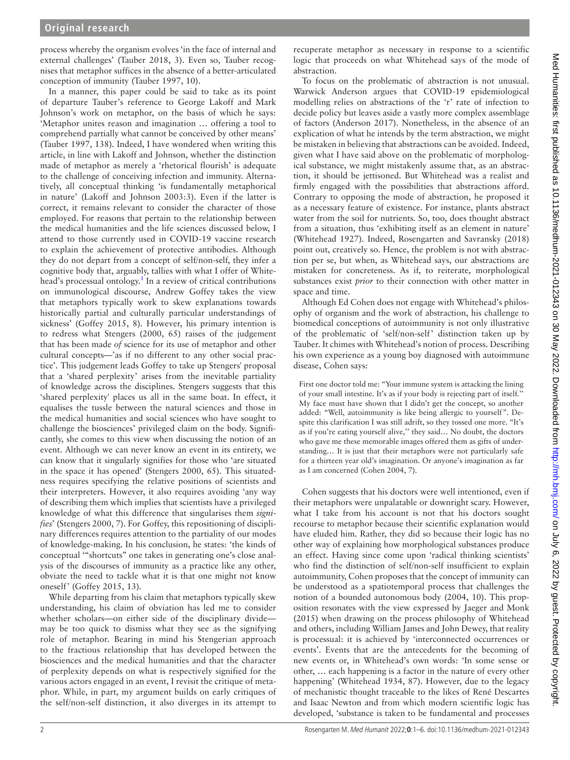process whereby the organism evolves 'in the face of internal and external challenges' (Tauber 2018, 3). Even so, Tauber recognises that metaphor suffices in the absence of a better-articulated conception of immunity (Tauber 1997, 10).

In a manner, this paper could be said to take as its point of departure Tauber's reference to George Lakoff and Mark Johnson's work on metaphor, on the basis of which he says: 'Metaphor unites reason and imagination … offering a tool to comprehend partially what cannot be conceived by other means' (Tauber 1997, 138). Indeed, I have wondered when writing this article, in line with Lakoff and Johnson, whether the distinction made of metaphor as merely a 'rhetorical flourish' is adequate to the challenge of conceiving infection and immunity. Alternatively, all conceptual thinking 'is fundamentally metaphorical in nature' (Lakoff and Johnson 2003:3). Even if the latter is correct, it remains relevant to consider the character of those employed. For reasons that pertain to the relationship between the medical humanities and the life sciences discussed below, I attend to those currently used in COVID-19 vaccine research to explain the achievement of protective antibodies. Although they do not depart from a concept of self/non-self, they infer a cognitive body that, arguably, tallies with what I offer of Whitehead's processual ontology.[1] In a review of critical contributions on immunological discourse, Andrew Goffey takes the view that metaphors typically work to skew explanations towards historically partial and culturally particular understandings of sickness' (Goffey 2015, 8). However, his primary intention is to redress what Stengers (2000, 65) raises of the judgement that has been made *of* science for its use of metaphor and other cultural concepts—'as if no different to any other social practice'. This judgement leads Goffey to take up Stengers' proposal that a 'shared perplexity' arises from the inevitable partiality of knowledge across the disciplines. Stengers suggests that this 'shared perplexity' places us all in the same boat. In effect, it equalises the tussle between the natural sciences and those in the medical humanities and social sciences who have sought to challenge the biosciences' privileged claim on the body. Significantly, she comes to this view when discussing the notion of an event. Although we can never know an event in its entirety, we can know that it singularly signifies for those who 'are situated in the space it has opened' (Stengers 2000, 65). This situatedness requires specifying the relative positions of scientists and their interpreters. However, it also requires avoiding 'any way of describing them which implies that scientists have a privileged knowledge of what this difference that singularises them *signifies*' (Stengers 2000, 7). For Goffey, this repositioning of disciplinary differences requires attention to the partiality of our modes of knowledge-making. In his conclusion, he states: 'the kinds of conceptual '"shortcuts" one takes in generating one's close analysis of the discourses of immunity as a practice like any other, obviate the need to tackle what it is that one might not know oneself' (Goffey 2015, 13).

While departing from his claim that metaphors typically skew understanding, his claim of obviation has led me to consider whether scholars—on either side of the disciplinary divide—may be too quick to dismiss what they see as the signifying role of metaphor. Bearing in mind his Stengerian approach to the fractious relationship that has developed between the biosciences and the medical humanities and that the character of perplexity depends on what is respectively signified for the various actors engaged in an event, I revisit the critique of metaphor. While, in part, my argument builds on early critiques of the self/non-self distinction, it also diverges in its attempt to recuperate metaphor as necessary in response to a scientific logic that proceeds on what Whitehead says of the mode of abstraction.

To focus on the problematic of abstraction is not unusual. Warwick Anderson argues that COVID-19 epidemiological modelling relies on abstractions of the 'r' rate of infection to decide policy but leaves aside a vastly more complex assemblage of factors (Anderson 2017). Nonetheless, in the absence of an explication of what he intends by the term abstraction, we might be mistaken in believing that abstractions can be avoided. Indeed, given what I have said above on the problematic of morphological substance, we might mistakenly assume that, as an abstraction, it should be jettisoned. But Whitehead was a realist and firmly engaged with the possibilities that abstractions afford. Contrary to opposing the mode of abstraction, he proposed it as a necessary feature of existence. For instance, plants abstract water from the soil for nutrients. So, too, does thought abstract from a situation, thus 'exhibiting itself as an element in nature' (Whitehead 1927). Indeed, Rosengarten and Savransky (2018) point out, creatively so. Hence, the problem is not with abstraction per se, but when, as Whitehead says, our abstractions are mistaken for concreteness. As if, to reiterate, morphological substances exist *prior* to their connection with other matter in space and time.

Although Ed Cohen does not engage with Whitehead's philosophy of organism and the work of abstraction, his challenge to biomedical conceptions of autoimmunity is not only illustrative of the problematic of 'self/non-self' distinction taken up by Tauber. It chimes with Whitehead's notion of process. Describing his own experience as a young boy diagnosed with autoimmune disease, Cohen says:

> First one doctor told me: "Your immune system is attacking the lining of your small intestine. It's as if your body is rejecting part of itself." My face must have shown that I didn't get the concept, so another added: "Well, autoimmunity is like being allergic to yourself". Despite this clarification I was still adrift, so they tossed one more. "It's as if you're eating yourself alive," they said… No doubt, the doctors who gave me these memorable images offered them as gifts of understanding… It is just that their metaphors were not particularly safe for a thirteen year old's imagination. Or anyone's imagination as far as I am concerned (Cohen 2004, 7).

Cohen suggests that his doctors were well intentioned, even if their metaphors were unpalatable or downright scary. However, what I take from his account is not that his doctors sought recourse to metaphor because their scientific explanation would have eluded him. Rather, they did so because their logic has no other way of explaining how morphological substances produce an effect. Having since come upon 'radical thinking scientists' who find the distinction of self/non-self insufficient to explain autoimmunity, Cohen proposes that the concept of immunity can be understood as a spatiotemporal process that challenges the notion of a bounded autonomous body (2004, 10). This proposition resonates with the view expressed by Jaeger and Monk (2015) when drawing on the process philosophy of Whitehead and others, including William James and John Dewey, that reality is processual: it is achieved by 'interconnected occurrences or events'. Events that are the antecedents for the becoming of new events or, in Whitehead's own words: 'In some sense or other, … each happening is a factor in the nature of every other happening' (Whitehead 1934, 87). However, due to the legacy of mechanistic thought traceable to the likes of René Descartes and Isaac Newton and from which modern scientific logic has developed, 'substance is taken to be fundamental and processes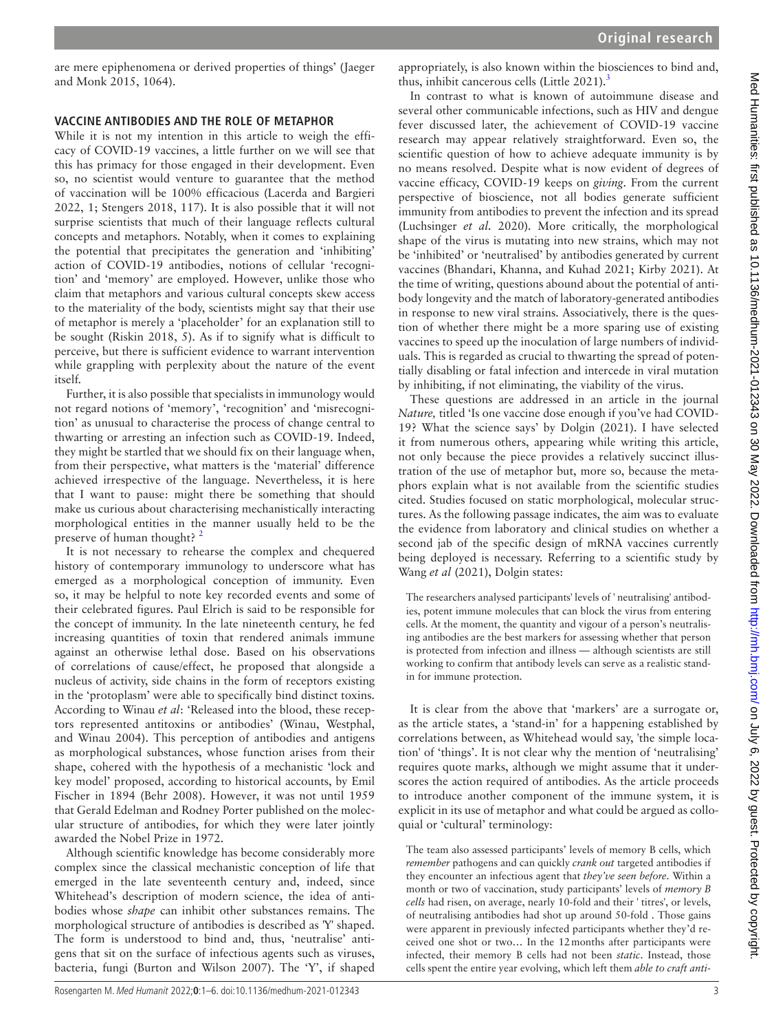are mere epiphenomena or derived properties of things' (Jaeger and Monk 2015, 1064).

## VACCINE ANTIBODIES AND THE ROLE OF METAPHOR

While it is not my intention in this article to weigh the efficacy of COVID-19 vaccines, a little further on we will see that this has primacy for those engaged in their development. Even so, no scientist would venture to guarantee that the method of vaccination will be 100% efficacious (Lacerda and Bargieri 2022, 1; Stengers 2018, 117). It is also possible that it will not surprise scientists that much of their language reflects cultural concepts and metaphors. Notably, when it comes to explaining the potential that precipitates the generation and 'inhibiting' action of COVID-19 antibodies, notions of cellular 'recognition' and 'memory' are employed. However, unlike those who claim that metaphors and various cultural concepts skew access to the materiality of the body, scientists might say that their use of metaphor is merely a 'placeholder' for an explanation still to be sought (Riskin 2018, 5). As if to signify what is difficult to perceive, but there is sufficient evidence to warrant intervention while grappling with perplexity about the nature of the event itself.

Further, it is also possible that specialists in immunology would not regard notions of 'memory', 'recognition' and 'misrecognition' as unusual to characterise the process of change central to thwarting or arresting an infection such as COVID-19. Indeed, they might be startled that we should fix on their language when, from their perspective, what matters is the 'material' difference achieved irrespective of the language. Nevertheless, it is here that I want to pause: might there be something that should make us curious about characterising mechanistically interacting morphological entities in the manner usually held to be the preserve of human thought? [2]

It is not necessary to rehearse the complex and chequered history of contemporary immunology to underscore what has emerged as a morphological conception of immunity. Even so, it may be helpful to note key recorded events and some of their celebrated figures. Paul Elrich is said to be responsible for the concept of immunity. In the late nineteenth century, he fed increasing quantities of toxin that rendered animals immune against an otherwise lethal dose. Based on his observations of correlations of cause/effect, he proposed that alongside a nucleus of activity, side chains in the form of receptors existing in the 'protoplasm' were able to specifically bind distinct toxins. According to Winau *et al*: 'Released into the blood, these receptors represented antitoxins or antibodies' (Winau, Westphal, and Winau 2004). This perception of antibodies and antigens as morphological substances, whose function arises from their shape, cohered with the hypothesis of a mechanistic 'lock and key model' proposed, according to historical accounts, by Emil Fischer in 1894 (Behr 2008). However, it was not until 1959 that Gerald Edelman and Rodney Porter published on the molecular structure of antibodies, for which they were later jointly awarded the Nobel Prize in 1972.

Although scientific knowledge has become considerably more complex since the classical mechanistic conception of life that emerged in the late seventeenth century and, indeed, since Whitehead's description of modern science, the idea of antibodies whose *shape* can inhibit other substances remains. The morphological structure of antibodies is described as 'Y' shaped. The form is understood to bind and, thus, 'neutralise' antigens that sit on the surface of infectious agents such as viruses, bacteria, fungi (Burton and Wilson 2007). The 'Y', if shaped appropriately, is also known within the biosciences to bind and, thus, inhibit cancerous cells (Little 2021).[3]

In contrast to what is known of autoimmune disease and several other communicable infections, such as HIV and dengue fever discussed later, the achievement of COVID-19 vaccine research may appear relatively straightforward. Even so, the scientific question of how to achieve adequate immunity is by no means resolved. Despite what is now evident of degrees of vaccine efficacy, COVID-19 keeps on *giving*. From the current perspective of bioscience, not all bodies generate sufficient immunity from antibodies to prevent the infection and its spread (Luchsinger *et al.* 2020). More critically, the morphological shape of the virus is mutating into new strains, which may not be 'inhibited' or 'neutralised' by antibodies generated by current vaccines (Bhandari, Khanna, and Kuhad 2021; Kirby 2021). At the time of writing, questions abound about the potential of antibody longevity and the match of laboratory-generated antibodies in response to new viral strains. Associatively, there is the question of whether there might be a more sparing use of existing vaccines to speed up the inoculation of large numbers of individuals. This is regarded as crucial to thwarting the spread of potentially disabling or fatal infection and intercede in viral mutation by inhibiting, if not eliminating, the viability of the virus.

These questions are addressed in an article in the journal *Nature,* titled 'Is one vaccine dose enough if you've had COVID-19? What the science says' by Dolgin (2021). I have selected it from numerous others, appearing while writing this article, not only because the piece provides a relatively succinct illustration of the use of metaphor but, more so, because the metaphors explain what is not available from the scientific studies cited. Studies focused on static morphological, molecular structures. As the following passage indicates, the aim was to evaluate the evidence from laboratory and clinical studies on whether a second jab of the specific design of mRNA vaccines currently being deployed is necessary. Referring to a scientific study by Wang *et al* (2021), Dolgin states:

> The researchers analysed participants' levels of ' neutralising' antibodies, potent immune molecules that can block the virus from entering cells. At the moment, the quantity and vigour of a person's neutralising antibodies are the best markers for assessing whether that person is protected from infection and illness — although scientists are still working to confirm that antibody levels can serve as a realistic standin for immune protection.

It is clear from the above that 'markers' are a surrogate or, as the article states, a 'stand-in' for a happening established by correlations between, as Whitehead would say, 'the simple location' of 'things'. It is not clear why the mention of 'neutralising' requires quote marks, although we might assume that it underscores the action required of antibodies. As the article proceeds to introduce another component of the immune system, it is explicit in its use of metaphor and what could be argued as colloquial or 'cultural' terminology:

> The team also assessed participants' levels of memory B cells, which *remember* pathogens and can quickly *crank out* targeted antibodies if they encounter an infectious agent that *they've seen before*. Within a month or two of vaccination, study participants' levels of *memory B cells* had risen, on average, nearly 10-fold and their ' titres', or levels, of neutralising antibodies had shot up around 50-fold . Those gains were apparent in previously infected participants whether they'd received one shot or two… In the 12 months after participants were infected, their memory B cells had not been *static*. Instead, those cells spent the entire year evolving, which left them *able to craft anti-*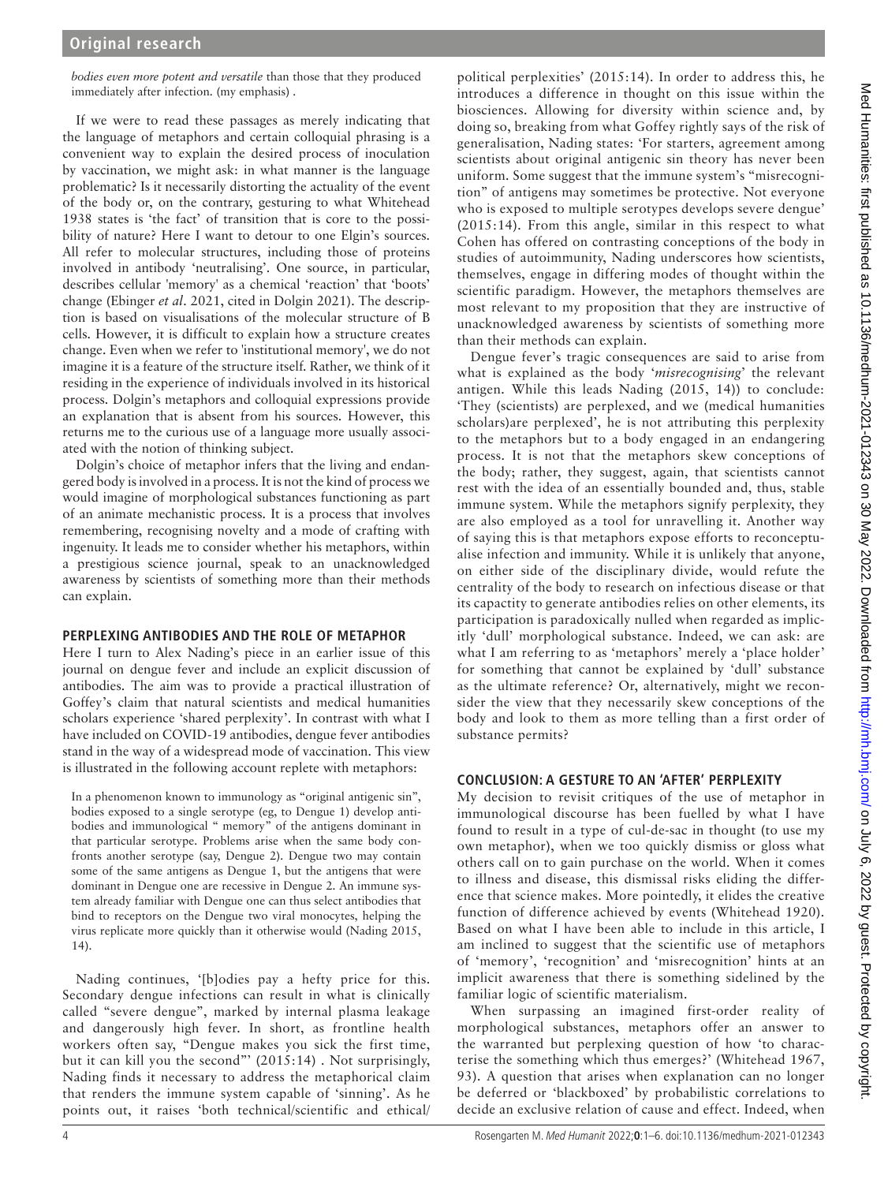*bodies even more potent and versatile* than those that they produced immediately after infection. (my emphasis) .

If we were to read these passages as merely indicating that the language of metaphors and certain colloquial phrasing is a convenient way to explain the desired process of inoculation by vaccination, we might ask: in what manner is the language problematic? Is it necessarily distorting the actuality of the event of the body or, on the contrary, gesturing to what Whitehead 1938 states is 'the fact' of transition that is core to the possibility of nature? Here I want to detour to one Elgin's sources. All refer to molecular structures, including those of proteins involved in antibody 'neutralising'. One source, in particular, describes cellular 'memory' as a chemical 'reaction' that 'boots' change (Ebinger *et al*. 2021, cited in Dolgin 2021). The description is based on visualisations of the molecular structure of B cells. However, it is difficult to explain how a structure creates change. Even when we refer to 'institutional memory', we do not imagine it is a feature of the structure itself. Rather, we think of it residing in the experience of individuals involved in its historical process. Dolgin's metaphors and colloquial expressions provide an explanation that is absent from his sources. However, this returns me to the curious use of a language more usually associated with the notion of thinking subject.

Dolgin's choice of metaphor infers that the living and endangered body is involved in a process. It is not the kind of process we would imagine of morphological substances functioning as part of an animate mechanistic process. It is a process that involves remembering, recognising novelty and a mode of crafting with ingenuity. It leads me to consider whether his metaphors, within a prestigious science journal, speak to an unacknowledged awareness by scientists of something more than their methods can explain.

## PERPLEXING ANTIBODIES AND THE ROLE OF METAPHOR

Here I turn to Alex Nading's piece in an earlier issue of this journal on dengue fever and include an explicit discussion of antibodies. The aim was to provide a practical illustration of Goffey's claim that natural scientists and medical humanities scholars experience 'shared perplexity'. In contrast with what I have included on COVID-19 antibodies, dengue fever antibodies stand in the way of a widespread mode of vaccination. This view is illustrated in the following account replete with metaphors:

> In a phenomenon known to immunology as "original antigenic sin", bodies exposed to a single serotype (eg, to Dengue 1) develop antibodies and immunological " memory" of the antigens dominant in that particular serotype. Problems arise when the same body confronts another serotype (say, Dengue 2). Dengue two may contain some of the same antigens as Dengue 1, but the antigens that were dominant in Dengue one are recessive in Dengue 2. An immune system already familiar with Dengue one can thus select antibodies that bind to receptors on the Dengue two viral monocytes, helping the virus replicate more quickly than it otherwise would (Nading 2015, 14).

Nading continues, '[b]odies pay a hefty price for this. Secondary dengue infections can result in what is clinically called "severe dengue", marked by internal plasma leakage and dangerously high fever. In short, as frontline health workers often say, "Dengue makes you sick the first time, but it can kill you the second"' (2015:14) . Not surprisingly, Nading finds it necessary to address the metaphorical claim that renders the immune system capable of 'sinning'. As he points out, it raises 'both technical/scientific and ethical/political perplexities' (2015:14). In order to address this, he introduces a difference in thought on this issue within the biosciences. Allowing for diversity within science and, by doing so, breaking from what Goffey rightly says of the risk of generalisation, Nading states: 'For starters, agreement among scientists about original antigenic sin theory has never been uniform. Some suggest that the immune system's "misrecognition" of antigens may sometimes be protective. Not everyone who is exposed to multiple serotypes develops severe dengue' (2015:14). From this angle, similar in this respect to what Cohen has offered on contrasting conceptions of the body in studies of autoimmunity, Nading underscores how scientists, themselves, engage in differing modes of thought within the scientific paradigm. However, the metaphors themselves are most relevant to my proposition that they are instructive of unacknowledged awareness by scientists of something more than their methods can explain.

Dengue fever's tragic consequences are said to arise from what is explained as the body '*misrecognising*' the relevant antigen. While this leads Nading (2015, 14)) to conclude: 'They (scientists) are perplexed, and we (medical humanities scholars)are perplexed', he is not attributing this perplexity to the metaphors but to a body engaged in an endangering process. It is not that the metaphors skew conceptions of the body; rather, they suggest, again, that scientists cannot rest with the idea of an essentially bounded and, thus, stable immune system. While the metaphors signify perplexity, they are also employed as a tool for unravelling it. Another way of saying this is that metaphors expose efforts to reconceptualise infection and immunity. While it is unlikely that anyone, on either side of the disciplinary divide, would refute the centrality of the body to research on infectious disease or that its capacity to generate antibodies relies on other elements, its participation is paradoxically nulled when regarded as implicitly 'dull' morphological substance. Indeed, we can ask: are what I am referring to as 'metaphors' merely a 'place holder' for something that cannot be explained by 'dull' substance as the ultimate reference? Or, alternatively, might we reconsider the view that they necessarily skew conceptions of the body and look to them as more telling than a first order of substance permits?

## CONCLUSION: A GESTURE TO AN 'AFTER' PERPLEXITY

My decision to revisit critiques of the use of metaphor in immunological discourse has been fuelled by what I have found to result in a type of cul-de-sac in thought (to use my own metaphor), when we too quickly dismiss or gloss what others call on to gain purchase on the world. When it comes to illness and disease, this dismissal risks eliding the difference that science makes. More pointedly, it elides the creative function of difference achieved by events (Whitehead 1920). Based on what I have been able to include in this article, I am inclined to suggest that the scientific use of metaphors of 'memory', 'recognition' and 'misrecognition' hints at an implicit awareness that there is something sidelined by the familiar logic of scientific materialism.

When surpassing an imagined first-order reality of morphological substances, metaphors offer an answer to the warranted but perplexing question of how 'to characterise the something which thus emerges?' (Whitehead 1967, 93). A question that arises when explanation can no longer be deferred or 'blackboxed' by probabilistic correlations to decide an exclusive relation of cause and effect. Indeed, when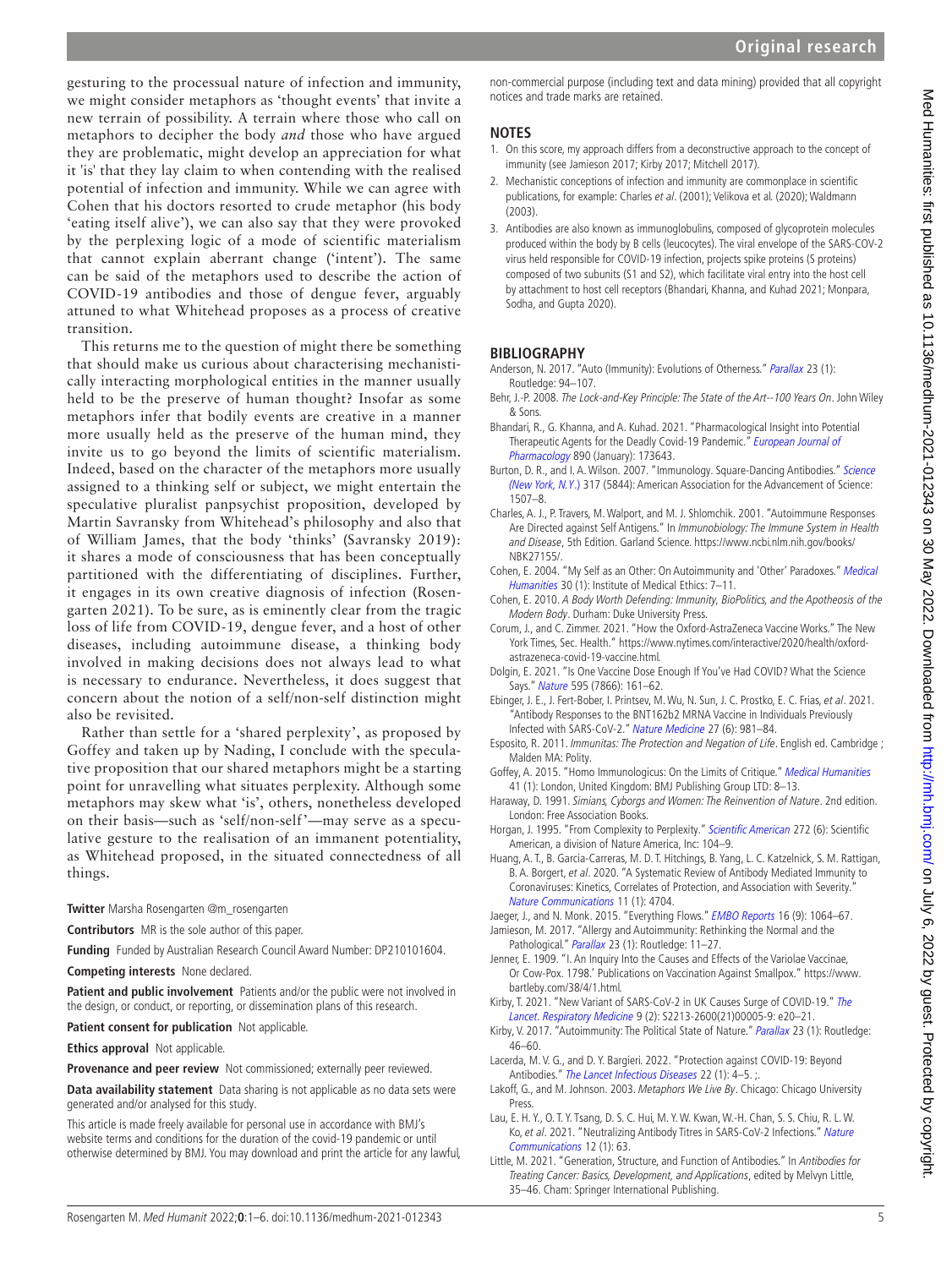gesturing to the processual nature of infection and immunity, we might consider metaphors as 'thought events' that invite a new terrain of possibility. A terrain where those who call on metaphors to decipher the body *and* those who have argued they are problematic, might develop an appreciation for what it 'is' that they lay claim to when contending with the realised potential of infection and immunity. While we can agree with Cohen that his doctors resorted to crude metaphor (his body 'eating itself alive'), we can also say that they were provoked by the perplexing logic of a mode of scientific materialism that cannot explain aberrant change ('intent'). The same can be said of the metaphors used to describe the action of COVID-19 antibodies and those of dengue fever, arguably attuned to what Whitehead proposes as a process of creative transition.

This returns me to the question of might there be something that should make us curious about characterising mechanistically interacting morphological entities in the manner usually held to be the preserve of human thought? Insofar as some metaphors infer that bodily events are creative in a manner more usually held as the preserve of the human mind, they invite us to go beyond the limits of scientific materialism. Indeed, based on the character of the metaphors more usually assigned to a thinking self or subject, we might entertain the speculative pluralist panpsychist proposition, developed by Martin Savransky from Whitehead's philosophy and also that of William James, that the body 'thinks' (Savransky 2019): it shares a mode of consciousness that has been conceptually partitioned with the differentiating of disciplines. Further, it engages in its own creative diagnosis of infection (Rosengarten 2021). To be sure, as is eminently clear from the tragic loss of life from COVID-19, dengue fever, and a host of other diseases, including autoimmune disease, a thinking body involved in making decisions does not always lead to what is necessary to endurance. Nevertheless, it does suggest that concern about the notion of a self/non-self distinction might also be revisited.

Rather than settle for a 'shared perplexity', as proposed by Goffey and taken up by Nading, I conclude with the speculative proposition that our shared metaphors might be a starting point for unravelling what situates perplexity. Although some metaphors may skew what 'is', others, nonetheless developed on their basis—such as 'self/non-self'—may serve as a speculative gesture to the realisation of an immanent potentiality, as Whitehead proposed, in the situated connectedness of all things.

**Twitter** Marsha Rosengarten @m_rosengarten

**Contributors** MR is the sole author of this paper.

**Funding** Funded by Australian Research Council Award Number: DP210101604.

**Competing interests** None declared.

**Patient and public involvement** Patients and/or the public were not involved in the design, or conduct, or reporting, or dissemination plans of this research.

**Patient consent for publication** Not applicable.

**Ethics approval** Not applicable.

**Provenance and peer review** Not commissioned; externally peer reviewed.

**Data availability statement** Data sharing is not applicable as no data sets were generated and/or analysed for this study.

This article is made freely available for personal use in accordance with BMJ's website terms and conditions for the duration of the covid-19 pandemic or until otherwise determined by BMJ. You may download and print the article for any lawful, non-commercial purpose (including text and data mining) provided that all copyright notices and trade marks are retained.

## NOTES

1. On this score, my approach differs from a deconstructive approach to the concept of immunity (see Jamieson 2017; Kirby 2017; Mitchell 2017).
2. Mechanistic conceptions of infection and immunity are commonplace in scientific publications, for example: Charles *et al*. (2001); Velikova et al. (2020); Waldmann (2003).
3. Antibodies are also known as immunoglobulins, composed of glycoprotein molecules produced within the body by B cells (leucocytes). The viral envelope of the SARS-COV-2 virus held responsible for COVID-19 infection, projects spike proteins (S proteins) composed of two subunits (S1 and S2), which facilitate viral entry into the host cell by attachment to host cell receptors (Bhandari, Khanna, and Kuhad 2021; Monpara, Sodha, and Gupta 2020).

## BIBLIOGRAPHY

Anderson, N. 2017. "Auto (Immunity): Evolutions of Otherness." *Parallax* 23 (1): Routledge: 94–107.

Behr, J.-P. 2008. *The Lock-and-Key Principle: The State of the Art--100 Years On*. John Wiley & Sons.

Bhandari, R., G. Khanna, and A. Kuhad. 2021. "Pharmacological Insight into Potential Therapeutic Agents for the Deadly Covid-19 Pandemic." *European Journal of Pharmacology* 890 (January): 173643.

Burton, D. R., and I. A. Wilson. 2007. "Immunology. Square-Dancing Antibodies." *Science (New York, N.Y.)* 317 (5844): American Association for the Advancement of Science: 1507–8.

Charles, A. J., P. Travers, M. Walport, and M. J. Shlomchik. 2001. "Autoimmune Responses Are Directed against Self Antigens." In *Immunobiology: The Immune System in Health and Disease*, 5th Edition. Garland Science. https://www.ncbi.nlm.nih.gov/books/NBK27155/.

Cohen, E. 2004. "My Self as an Other: On Autoimmunity and 'Other' Paradoxes." *Medical Humanities* 30 (1): Institute of Medical Ethics: 7–11.

Cohen, E. 2010. *A Body Worth Defending: Immunity, BioPolitics, and the Apotheosis of the Modern Body*. Durham: Duke University Press.

Corum, J., and C. Zimmer. 2021. "How the Oxford-AstraZeneca Vaccine Works." The New York Times, Sec. Health." https://www.nytimes.com/interactive/2020/health/oxford-astrazeneca-covid-19-vaccine.html.

Dolgin, E. 2021. "Is One Vaccine Dose Enough If You've Had COVID? What the Science Says." *Nature* 595 (7866): 161–62.

Ebinger, J. E., J. Fert-Bober, I. Printsev, M. Wu, N. Sun, J. C. Prostko, E. C. Frias, *et al*. 2021. "Antibody Responses to the BNT162b2 MRNA Vaccine in Individuals Previously Infected with SARS-CoV-2." *Nature Medicine* 27 (6): 981–84.

Esposito, R. 2011. *Immunitas: The Protection and Negation of Life*. English ed. Cambridge ; Malden MA: Polity.

Goffey, A. 2015. "Homo Immunologicus: On the Limits of Critique." *Medical Humanities* 41 (1): London, United Kingdom: BMJ Publishing Group LTD: 8–13.

Haraway, D. 1991. *Simians, Cyborgs and Women: The Reinvention of Nature*. 2nd edition. London: Free Association Books.

Horgan, J. 1995. "From Complexity to Perplexity." *Scientific American* 272 (6): Scientific American, a division of Nature America, Inc: 104–9.

Huang, A. T., B. Garcia-Carreras, M. D. T. Hitchings, B. Yang, L. C. Katzelnick, S. M. Rattigan, B. A. Borgert, *et al*. 2020. "A Systematic Review of Antibody Mediated Immunity to Coronaviruses: Kinetics, Correlates of Protection, and Association with Severity." *Nature Communications* 11 (1): 4704.

Jaeger, J., and N. Monk. 2015. "Everything Flows." *EMBO Reports* 16 (9): 1064–67.

Jamieson, M. 2017. "Allergy and Autoimmunity: Rethinking the Normal and the Pathological." *Parallax* 23 (1): Routledge: 11–27.

Jenner, E. 1909. "I. An Inquiry Into the Causes and Effects of the Variolae Vaccinae, Or Cow-Pox. 1798.' Publications on Vaccination Against Smallpox." https://www.bartleby.com/38/4/1.html.

Kirby, T. 2021. "New Variant of SARS-CoV-2 in UK Causes Surge of COVID-19." *The Lancet. Respiratory Medicine* 9 (2): S2213-2600(21)00005-9: e20–21.

Kirby, V. 2017. "Autoimmunity: The Political State of Nature." *Parallax* 23 (1): Routledge: 46–60.

Lacerda, M. V. G., and D. Y. Bargieri. 2022. "Protection against COVID-19: Beyond Antibodies." *The Lancet Infectious Diseases* 22 (1): 4–5. ;.

Lakoff, G., and M. Johnson. 2003. *Metaphors We Live By*. Chicago: Chicago University Press.

Lau, E. H. Y., O. T. Y. Tsang, D. S. C. Hui, M. Y. W. Kwan, W.-H. Chan, S. S. Chiu, R. L. W. Ko, *et al*. 2021. "Neutralizing Antibody Titres in SARS-CoV-2 Infections." *Nature Communications* 12 (1): 63.

Little, M. 2021. "Generation, Structure, and Function of Antibodies." In *Antibodies for Treating Cancer: Basics, Development, and Applications*, edited by Melvyn Little, 35–46. Cham: Springer International Publishing.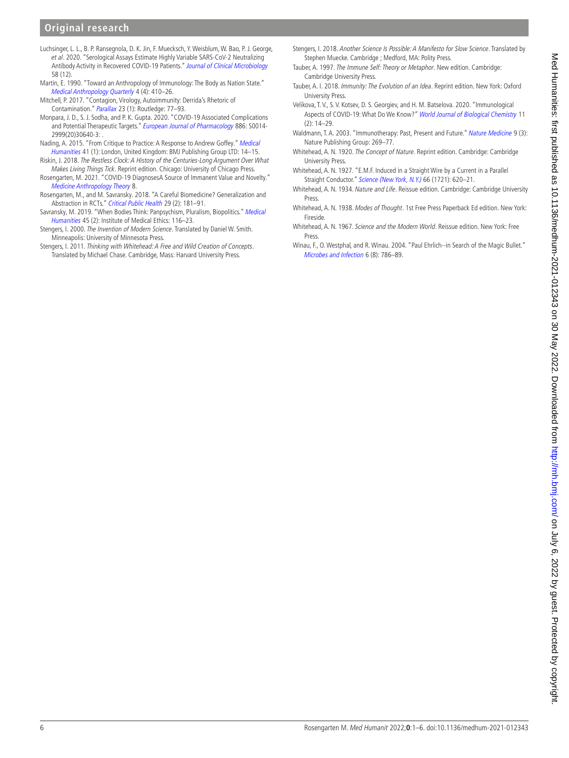Luchsinger, L. L., B. P. Ransegnola, D. K. Jin, F. Muecksch, Y. Weisblum, W. Bao, P. J. George, *et al*. 2020. "Serological Assays Estimate Highly Variable SARS-CoV-2 Neutralizing Antibody Activity in Recovered COVID-19 Patients." *Journal of Clinical Microbiology* 58 (12).

Martin, E. 1990. "Toward an Anthropology of Immunology: The Body as Nation State." *Medical Anthropology Quarterly* 4 (4): 410–26.

Mitchell, P. 2017. "Contagion, Virology, Autoimmunity: Derrida's Rhetoric of Contamination." *Parallax* 23 (1): Routledge: 77–93.

Monpara, J. D., S. J. Sodha, and P. K. Gupta. 2020. "COVID-19 Associated Complications and Potential Therapeutic Targets." *European Journal of Pharmacology* 886: S0014-2999(20)30640-3: .

Nading, A. 2015. "From Critique to Practice: A Response to Andrew Goffey." *Medical Humanities* 41 (1): London, United Kingdom: BMJ Publishing Group LTD: 14–15.

Riskin, J. 2018. *The Restless Clock: A History of the Centuries-Long Argument Over What Makes Living Things Tick*. Reprint edition. Chicago: University of Chicago Press.

Rosengarten, M. 2021. "COVID-19 DiagnosesA Source of Immanent Value and Novelty." *Medicine Anthropology Theory* 8.

Rosengarten, M., and M. Savransky. 2018. "A Careful Biomedicine? Generalization and Abstraction in RCTs." *Critical Public Health* 29 (2): 181–91.

Savransky, M. 2019. "When Bodies Think: Panpsychism, Pluralism, Biopolitics." *Medical Humanities* 45 (2): Institute of Medical Ethics: 116–23.

Stengers, I. 2000. *The Invention of Modern Science*. Translated by Daniel W. Smith. Minneapolis: University of Minnesota Press.

Stengers, I. 2011. *Thinking with Whitehead: A Free and Wild Creation of Concepts*. Translated by Michael Chase. Cambridge, Mass: Harvard University Press.

Stengers, I. 2018. *Another Science Is Possible: A Manifesto for Slow Science*. Translated by Stephen Muecke. Cambridge ; Medford, MA: Polity Press.

Tauber, A. 1997. *The Immune Self: Theory or Metaphor*. New edition. Cambridge: Cambridge University Press.

Tauber, A. I. 2018. *Immunity: The Evolution of an Idea*. Reprint edition. New York: Oxford University Press.

Velikova, T. V., S. V. Kotsev, D. S. Georgiev, and H. M. Batselova. 2020. "Immunological Aspects of COVID-19: What Do We Know?" *World Journal of Biological Chemistry* 11 (2): 14–29.

Waldmann, T. A. 2003. "Immunotherapy: Past, Present and Future." *Nature Medicine* 9 (3): Nature Publishing Group: 269–77.

Whitehead, A. N. 1920. *The Concept of Nature*. Reprint edition. Cambridge: Cambridge University Press.

Whitehead, A. N. 1927. "E.M.F. Induced in a Straight Wire by a Current in a Parallel Straight Conductor." *Science (New York, N.Y.)* 66 (1721): 620–21.

Whitehead, A. N. 1934. *Nature and Life*. Reissue edition. Cambridge: Cambridge University Press.

Whitehead, A. N. 1938. *Modes of Thought*. 1st Free Press Paperback Ed edition. New York: Fireside.

Whitehead, A. N. 1967. *Science and the Modern World*. Reissue edition. New York: Free Press.

Winau, F., O. Westphal, and R. Winau. 2004. "Paul Ehrlich--in Search of the Magic Bullet." *Microbes and Infection* 6 (8): 786–89.